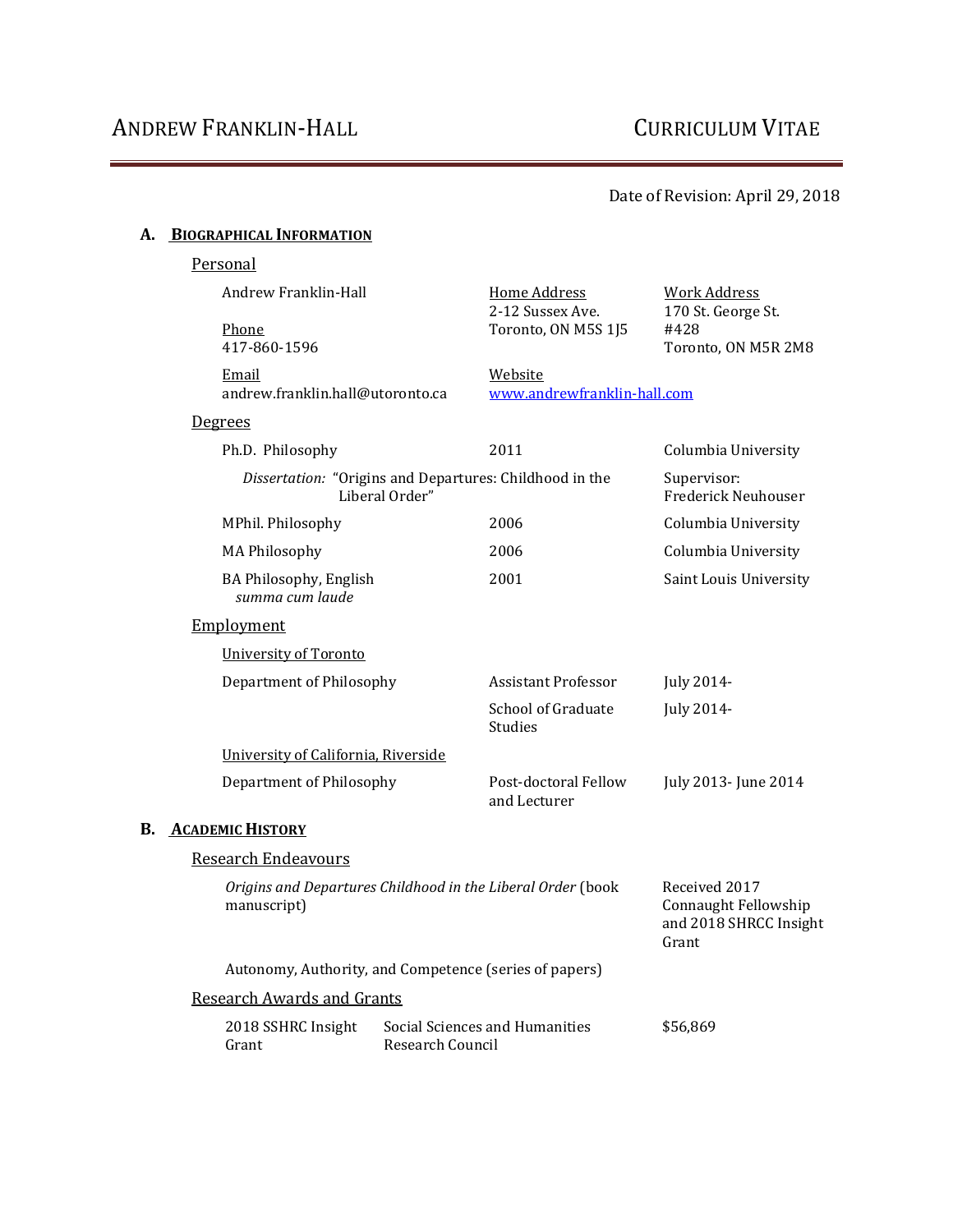# ANDREW FRANKLIN-HALL — CURRICULUM VITAE

Date of Revision: April 29, 2018

## A. BIOGRAPHICAL INFORMATION

### Personal

| | | |
|---|---|---|
| Andrew Franklin-Hall | Home Address<br>2-12 Sussex Ave.<br>Toronto, ON M5S 1J5 | Work Address<br>170 St. George St.<br>#428<br>Toronto, ON M5R 2M8 |
| Phone<br>417-860-1596 | | |
| Email<br>andrew.franklin.hall@utoronto.ca | Website<br>www.andrewfranklin-hall.com | |

### Degrees

| | | |
|---|---|---|
| Ph.D. Philosophy | 2011 | Columbia University |
| *Dissertation:* "Origins and Departures: Childhood in the Liberal Order" | | Supervisor: Frederick Neuhouser |
| MPhil. Philosophy | 2006 | Columbia University |
| MA Philosophy | 2006 | Columbia University |
| BA Philosophy, English *summa cum laude* | 2001 | Saint Louis University |

### Employment

University of Toronto

| | | |
|---|---|---|
| Department of Philosophy | Assistant Professor | July 2014- |
| | School of Graduate Studies | July 2014- |

University of California, Riverside

| | | |
|---|---|---|
| Department of Philosophy | Post-doctoral Fellow and Lecturer | July 2013- June 2014 |

## B. ACADEMIC HISTORY

### Research Endeavours

| | |
|---|---|
| *Origins and Departures Childhood in the Liberal Order* (book manuscript) | Received 2017 Connaught Fellowship and 2018 SHRCC Insight Grant |
| Autonomy, Authority, and Competence (series of papers) | |

### Research Awards and Grants

| | | |
|---|---|---|
| 2018 SSHRC Insight Grant | Social Sciences and Humanities Research Council | $56,869 |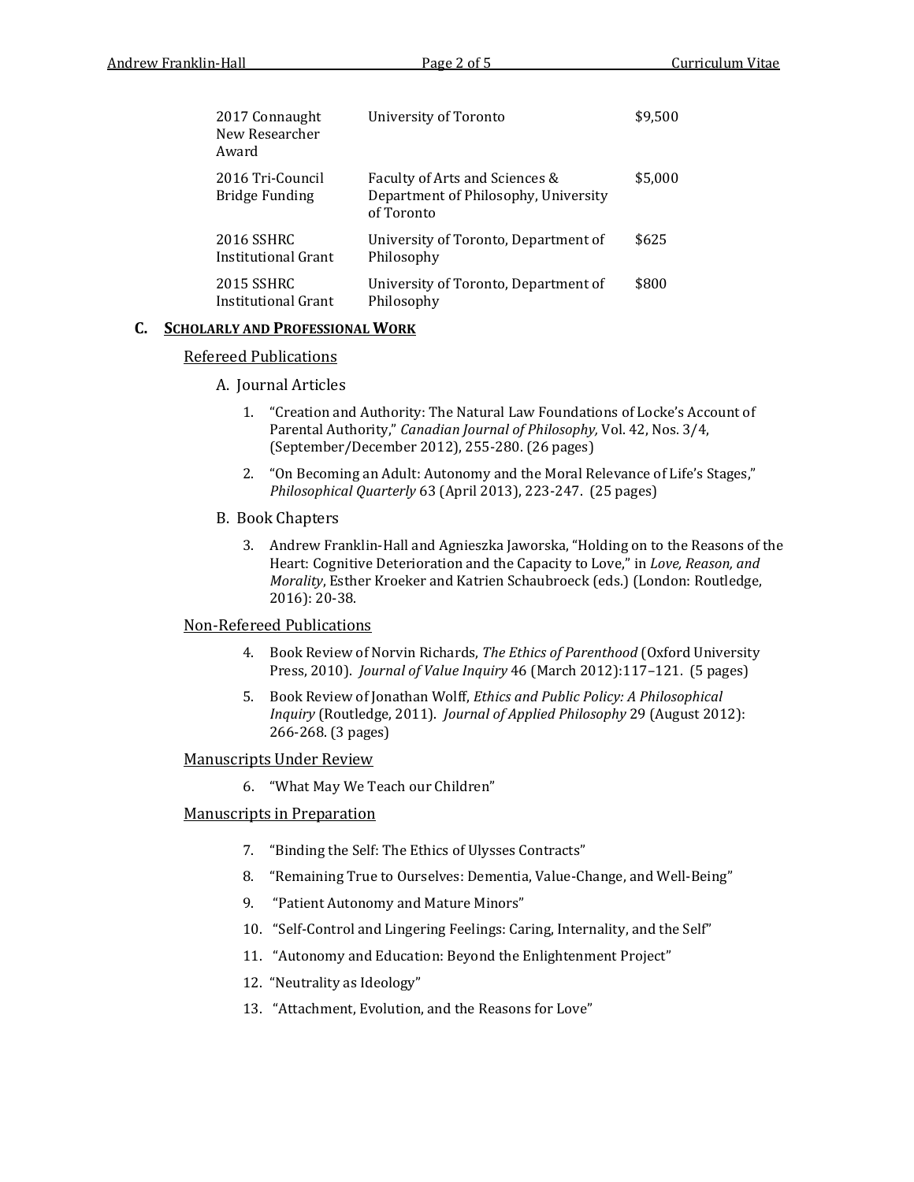| | | |
|---|---|---|
| 2017 Connaught New Researcher Award | University of Toronto | $9,500 |
| 2016 Tri-Council Bridge Funding | Faculty of Arts and Sciences & Department of Philosophy, University of Toronto | $5,000 |
| 2016 SSHRC Institutional Grant | University of Toronto, Department of Philosophy | $625 |
| 2015 SSHRC Institutional Grant | University of Toronto, Department of Philosophy | $800 |

## C. Scholarly and Professional Work

### Refereed Publications

#### A. Journal Articles

1. "Creation and Authority: The Natural Law Foundations of Locke's Account of Parental Authority," *Canadian Journal of Philosophy,* Vol. 42, Nos. 3/4, (September/December 2012), 255-280. (26 pages)
2. "On Becoming an Adult: Autonomy and the Moral Relevance of Life's Stages," *Philosophical Quarterly* 63 (April 2013), 223-247. (25 pages)

#### B. Book Chapters

3. Andrew Franklin-Hall and Agnieszka Jaworska, "Holding on to the Reasons of the Heart: Cognitive Deterioration and the Capacity to Love," in *Love, Reason, and Morality*, Esther Kroeker and Katrien Schaubroeck (eds.) (London: Routledge, 2016): 20-38.

### Non-Refereed Publications

4. Book Review of Norvin Richards, *The Ethics of Parenthood* (Oxford University Press, 2010). *Journal of Value Inquiry* 46 (March 2012):117–121. (5 pages)
5. Book Review of Jonathan Wolff, *Ethics and Public Policy: A Philosophical Inquiry* (Routledge, 2011). *Journal of Applied Philosophy* 29 (August 2012): 266-268. (3 pages)

### Manuscripts Under Review

6. "What May We Teach our Children"

### Manuscripts in Preparation

7. "Binding the Self: The Ethics of Ulysses Contracts"
8. "Remaining True to Ourselves: Dementia, Value-Change, and Well-Being"
9. "Patient Autonomy and Mature Minors"
10. "Self-Control and Lingering Feelings: Caring, Internality, and the Self"
11. "Autonomy and Education: Beyond the Enlightenment Project"
12. "Neutrality as Ideology"
13. "Attachment, Evolution, and the Reasons for Love"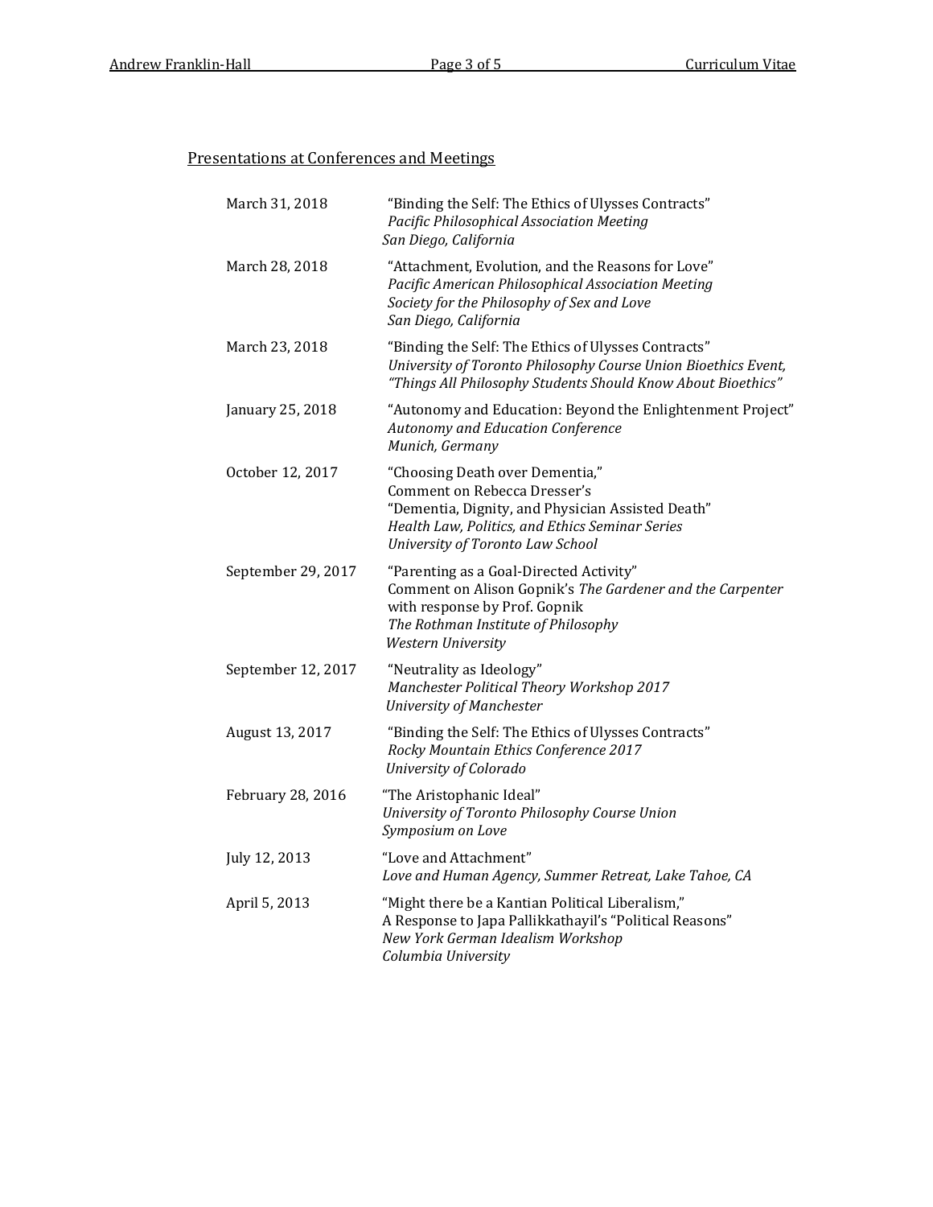## Presentations at Conferences and Meetings

| | |
|---|---|
| March 31, 2018 | "Binding the Self: The Ethics of Ulysses Contracts"<br>*Pacific Philosophical Association Meeting*<br>*San Diego, California* |
| March 28, 2018 | "Attachment, Evolution, and the Reasons for Love"<br>*Pacific American Philosophical Association Meeting*<br>*Society for the Philosophy of Sex and Love*<br>*San Diego, California* |
| March 23, 2018 | "Binding the Self: The Ethics of Ulysses Contracts"<br>*University of Toronto Philosophy Course Union Bioethics Event, "Things All Philosophy Students Should Know About Bioethics"* |
| January 25, 2018 | "Autonomy and Education: Beyond the Enlightenment Project"<br>*Autonomy and Education Conference*<br>*Munich, Germany* |
| October 12, 2017 | "Choosing Death over Dementia,"<br>Comment on Rebecca Dresser's<br>"Dementia, Dignity, and Physician Assisted Death"<br>*Health Law, Politics, and Ethics Seminar Series*<br>*University of Toronto Law School* |
| September 29, 2017 | "Parenting as a Goal-Directed Activity"<br>Comment on Alison Gopnik's *The Gardener and the Carpenter* with response by Prof. Gopnik<br>*The Rothman Institute of Philosophy*<br>*Western University* |
| September 12, 2017 | "Neutrality as Ideology"<br>*Manchester Political Theory Workshop 2017*<br>*University of Manchester* |
| August 13, 2017 | "Binding the Self: The Ethics of Ulysses Contracts"<br>*Rocky Mountain Ethics Conference 2017*<br>*University of Colorado* |
| February 28, 2016 | "The Aristophanic Ideal"<br>*University of Toronto Philosophy Course Union*<br>*Symposium on Love* |
| July 12, 2013 | "Love and Attachment"<br>*Love and Human Agency, Summer Retreat, Lake Tahoe, CA* |
| April 5, 2013 | "Might there be a Kantian Political Liberalism,"<br>A Response to Japa Pallikkathayil's "Political Reasons"<br>*New York German Idealism Workshop*<br>*Columbia University* |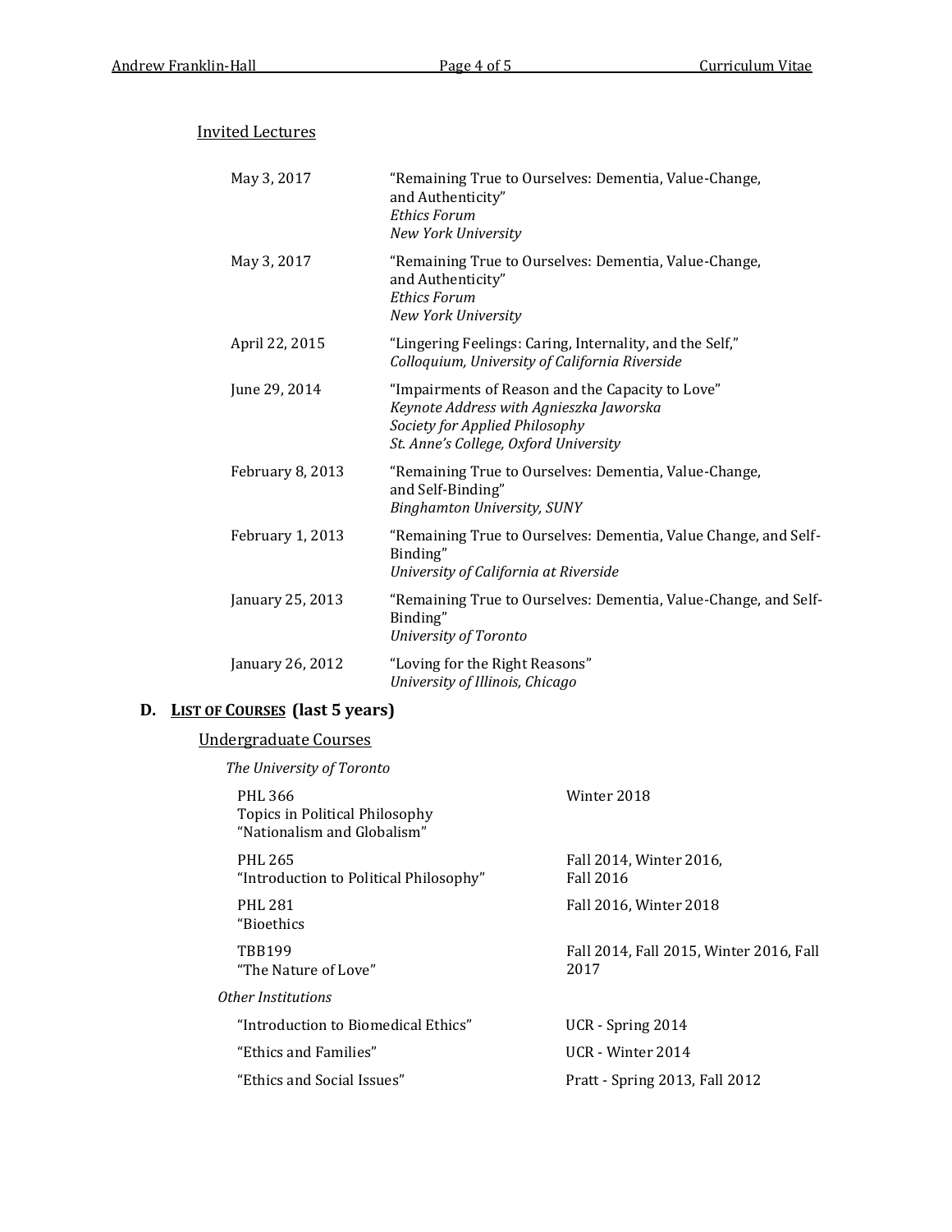### Invited Lectures

| | |
|---|---|
| May 3, 2017 | "Remaining True to Ourselves: Dementia, Value-Change, and Authenticity"<br>*Ethics Forum*<br>*New York University* |
| May 3, 2017 | "Remaining True to Ourselves: Dementia, Value-Change, and Authenticity"<br>*Ethics Forum*<br>*New York University* |
| April 22, 2015 | "Lingering Feelings: Caring, Internality, and the Self,"<br>*Colloquium, University of California Riverside* |
| June 29, 2014 | "Impairments of Reason and the Capacity to Love"<br>*Keynote Address with Agnieszka Jaworska*<br>*Society for Applied Philosophy*<br>*St. Anne's College, Oxford University* |
| February 8, 2013 | "Remaining True to Ourselves: Dementia, Value-Change, and Self-Binding"<br>*Binghamton University, SUNY* |
| February 1, 2013 | "Remaining True to Ourselves: Dementia, Value Change, and Self-Binding"<br>*University of California at Riverside* |
| January 25, 2013 | "Remaining True to Ourselves: Dementia, Value-Change, and Self-Binding"<br>*University of Toronto* |
| January 26, 2012 | "Loving for the Right Reasons"<br>*University of Illinois, Chicago* |

## D. LIST OF COURSES (last 5 years)

### Undergraduate Courses

*The University of Toronto*

| | |
|---|---|
| PHL 366<br>Topics in Political Philosophy<br>"Nationalism and Globalism" | Winter 2018 |
| PHL 265<br>"Introduction to Political Philosophy" | Fall 2014, Winter 2016, Fall 2016 |
| PHL 281<br>"Bioethics | Fall 2016, Winter 2018 |
| TBB199<br>"The Nature of Love" | Fall 2014, Fall 2015, Winter 2016, Fall 2017 |

*Other Institutions*

| | |
|---|---|
| "Introduction to Biomedical Ethics" | UCR - Spring 2014 |
| "Ethics and Families" | UCR - Winter 2014 |
| "Ethics and Social Issues" | Pratt - Spring 2013, Fall 2012 |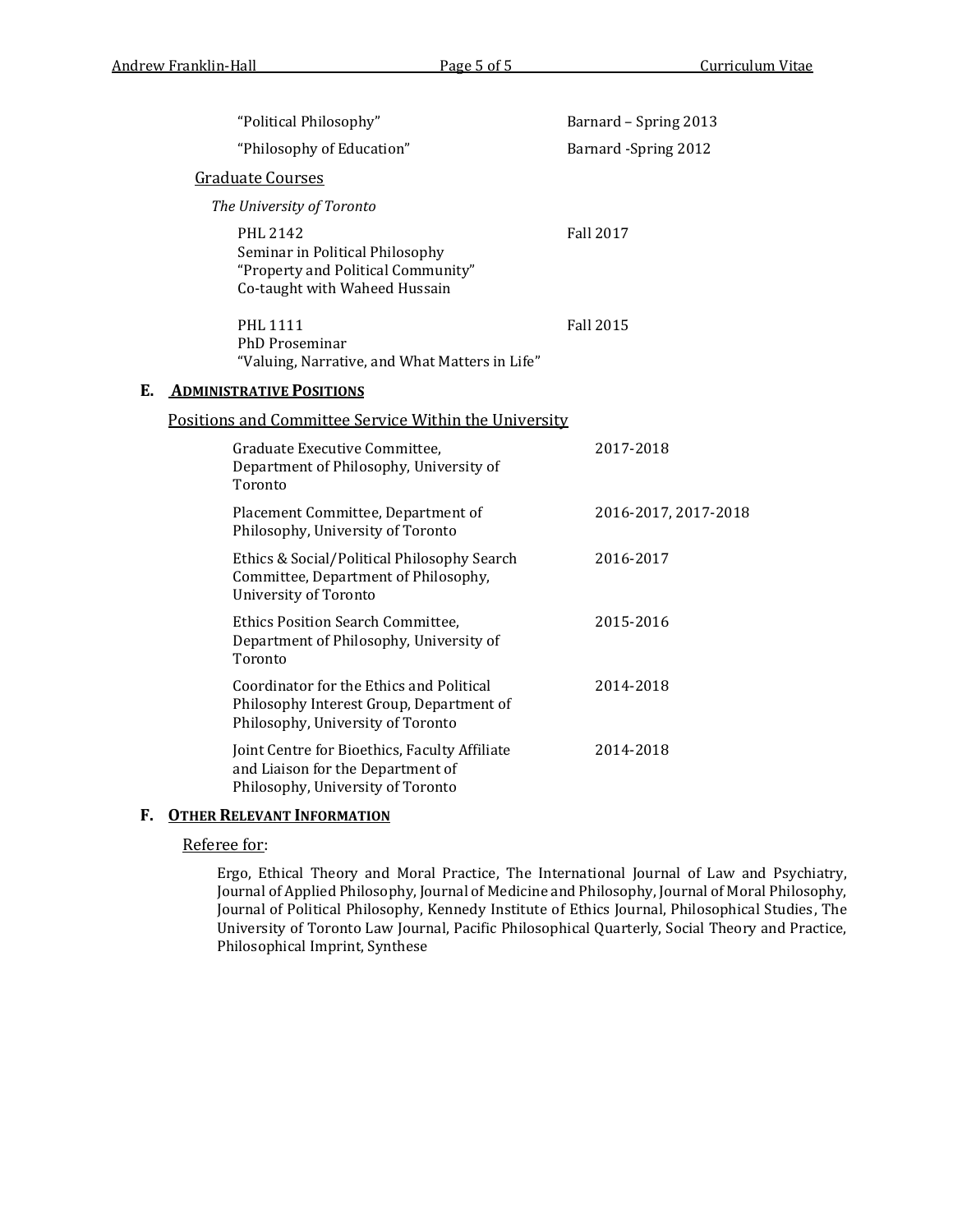| | |
|---|---|
| “Political Philosophy” | Barnard – Spring 2013 |
| “Philosophy of Education” | Barnard -Spring 2012 |

<u>Graduate Courses</u>

*The University of Toronto*

| | |
|---|---|
| PHL 2142<br>Seminar in Political Philosophy<br>“Property and Political Community”<br>Co-taught with Waheed Hussain | Fall 2017 |
| PHL 1111<br>PhD Proseminar<br>“Valuing, Narrative, and What Matters in Life” | Fall 2015 |

## E. ADMINISTRATIVE POSITIONS

<u>Positions and Committee Service Within the University</u>

| | |
|---|---|
| Graduate Executive Committee, Department of Philosophy, University of Toronto | 2017-2018 |
| Placement Committee, Department of Philosophy, University of Toronto | 2016-2017, 2017-2018 |
| Ethics & Social/Political Philosophy Search Committee, Department of Philosophy, University of Toronto | 2016-2017 |
| Ethics Position Search Committee, Department of Philosophy, University of Toronto | 2015-2016 |
| Coordinator for the Ethics and Political Philosophy Interest Group, Department of Philosophy, University of Toronto | 2014-2018 |
| Joint Centre for Bioethics, Faculty Affiliate and Liaison for the Department of Philosophy, University of Toronto | 2014-2018 |

## F. OTHER RELEVANT INFORMATION

<u>Referee for</u>:

Ergo, Ethical Theory and Moral Practice, The International Journal of Law and Psychiatry, Journal of Applied Philosophy, Journal of Medicine and Philosophy, Journal of Moral Philosophy, Journal of Political Philosophy, Kennedy Institute of Ethics Journal, Philosophical Studies, The University of Toronto Law Journal, Pacific Philosophical Quarterly, Social Theory and Practice, Philosophical Imprint, Synthese